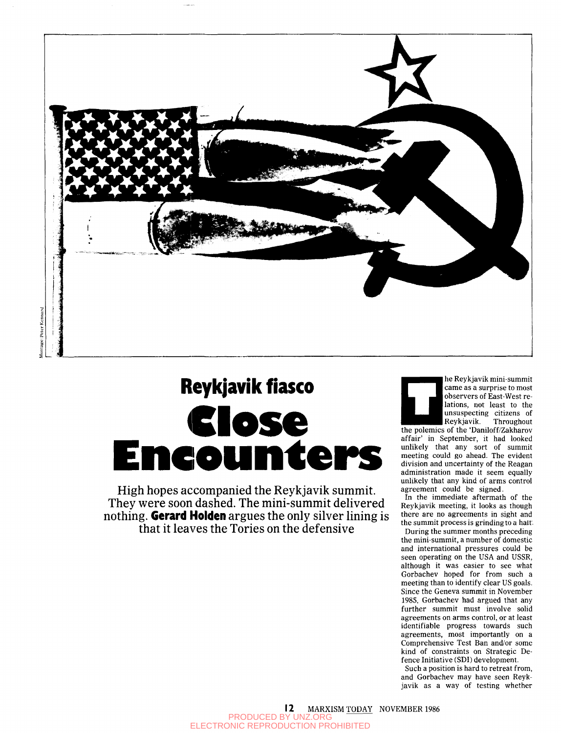Montage: Peter Kennard

# Reykjavik fiasco

# Close Encounters

High hopes accompanied the Reykjavik summit. They were soon dashed. The mini-summit delivered nothing. **Gerard Holden** argues the only silver lining is that it leaves the Tories on the defensive

The Reykjavik mini-summit came as a surprise to most observers of East-West relations, not least to the unsuspecting citizens of Reykjavik. Throughout the polemics of the 'Daniloff/Zakharov affair' in September, it had looked unlikely that any sort of summit meeting could go ahead. The evident division and uncertainty of the Reagan administration made it seem equally unlikely that any kind of arms control agreement could be signed.

In the immediate aftermath of the Reykjavik meeting, it looks as though there are no agreements in sight and the summit process is grinding to a halt.

During the summer months preceding the mini-summit, a number of domestic and international pressures could be seen operating on the USA and USSR, although it was easier to see what Gorbachev hoped for from such a meeting than to identify clear US goals. Since the Geneva summit in November 1985, Gorbachev had argued that any further summit must involve solid agreements on arms control, or at least identifiable progress towards such agreements, most importantly on a Comprehensive Test Ban and/or some kind of constraints on Strategic Defence Initiative (SDI) development.

Such a position is hard to retreat from, and Gorbachev may have seen Reykjavik as a way of testing whether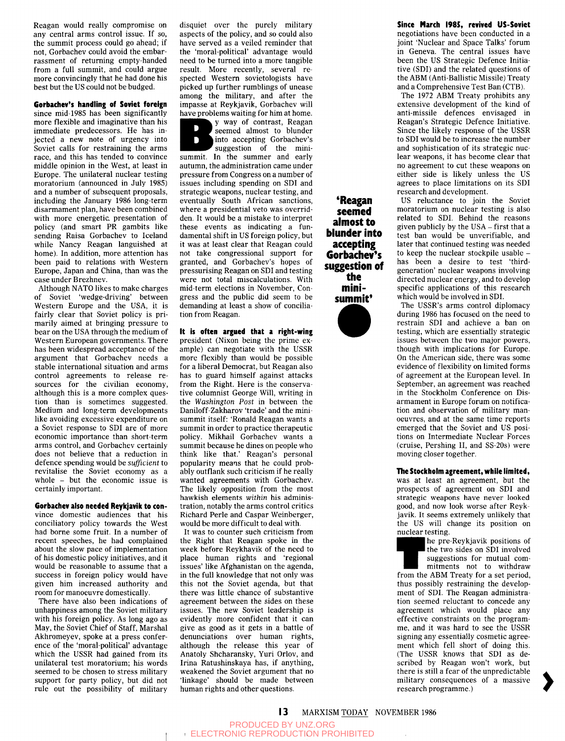Reagan would really compromise on any central arms control issue. If so, the summit process could go ahead; if not, Gorbachev could avoid the embarrassment of returning empty-handed from a full summit, and could argue more convincingly that he had done his best but the US could not be budged.

**Gorbachev's handling of Soviet foreign** since mid-1985 has been significantly more flexible and imaginative than his immediate predecessors. He has injected a new note of urgency into Soviet calls for restraining the arms race, and this has tended to convince middle opinion in the West, at least in Europe. The unilateral nuclear testing moratorium (announced in July 1985) and a number of subsequent proposals, including the January 1986 long-term disarmament plan, have been combined with more energetic presentation of policy (and smart PR gambits like sending Raisa Gorbachev to Iceland while Nancy Reagan languished at home). In addition, more attention has been paid to relations with Western Europe, Japan and China, than was the case under Brezhnev.

Although NATO likes to make charges of Soviet 'wedge-driving' between Western Europe and the USA, it is fairly clear that Soviet policy is primarily aimed at bringing pressure to bear on the USA through the medium of Western European governments. There has been widespread acceptance of the argument that Gorbachev needs a stable international situation and arms control agreements to release resources for the civilian economy, although this is a more complex question than is sometimes suggested. Medium and long-term developments like avoiding excessive expenditure on a Soviet response to SDI are of more economic importance than short-term arms control, and Gorbachev certainly does not believe that a reduction in defence spending would be *sufficient* to revitalise the Soviet economy as a whole – but the economic issue is certainly important.

**Gorbachev also needed Reykjavik to convince** domestic audiences that his conciliatory policy towards the West had borne some fruit. In a number of recent speeches, he had complained about the slow pace of implementation of his domestic policy initiatives, and it would be reasonable to assume that a success in foreign policy would have given him increased authority and room for manoeuvre domestically.

There have also been indications of unhappiness among the Soviet military with his foreign policy. As long ago as May, the Soviet Chief of Staff, Marshal Akhromeyev, spoke at a press conference of the 'moral-political' advantage which the USSR had gained from its unilateral test moratorium; his words seemed to be chosen to stress military support for party policy, but did not rule out the possibility of military disquiet over the purely military aspects of the policy, and so could also have served as a veiled reminder that the 'moral-political' advantage would need to be turned into a more tangible result. More recently, several respected Western sovietologists have picked up further rumblings of unease among the military, and after the impasse at Reykjavik, Gorbachev will have problems waiting for him at home.

By way of contrast, Reagan seemed almost to blunder into accepting Gorbachev's suggestion of the mini-summit. In the summer and early autumn, the administration came under pressure from Congress on a number of issues including spending on SDI and strategic weapons, nuclear testing, and eventually South African sanctions, where a presidential veto was overridden. It would be a mistake to interpret these events as indicating a fundamental shift in US foreign policy, but it was at least clear that Reagan could not take congressional support for granted, and Gorbachev's hopes of pressurising Reagan on SDI and testing were not total miscalculations. With mid-term elections in November, Congress and the public did seem to be demanding at least a show of conciliation from Reagan.

**'Reagan seemed almost to blunder into accepting Gorbachev's suggestion of the mini-summit'**

**It is often argued that a right-wing** president (Nixon being the prime example) can negotiate with the USSR more flexibly than would be possible for a liberal Democrat, but Reagan also has to guard himself against attacks from the Right. Here is the conservative columnist George Will, writing in the *Washington Post* in between the Daniloff-Zakharov 'trade' and the mini-summit itself: 'Ronald Reagan wants a summit in order to practice therapeutic policy. Mikhail Gorbachev wants a summit because he dines on people who think like that.' Reagan's personal popularity means that he could probably outflank such criticism if he really wanted agreements with Gorbachev. The likely opposition from the most hawkish elements *within* his administration, notably the arms control critics Richard Perle and Caspar Weinberger, would be more difficult to deal with.

It was to counter such criticism from the Right that Reagan spoke in the week before Reykhavik of the need to place human rights and 'regional issues' like Afghanistan on the agenda, in the full knowledge that not only was this not the Soviet agenda, but that there was little chance of substantive agreement between the sides on these issues. The new Soviet leadership is evidently more confident that it can give as good as it gets in a battle of denunciations over human rights, although the release this year of Anatoly Shcharansky, Yuri Orlov, and Irina Ratushinskaya has, if anything, weakened the Soviet argument that no 'linkage' should be made between human rights and other questions.

**Since March 1985, revived US-Soviet** negotiations have been conducted in a joint 'Nuclear and Space Talks' forum in Geneva. The central issues have been the US Strategic Defence Initiative (SDI) and the related questions of the ABM (Anti-Ballistic Missile) Treaty and a Comprehensive Test Ban (CTB).

The 1972 ABM Treaty prohibits any extensive development of the kind of anti-missile defences envisaged in Reagan's Strategic Defence Initiative. Since the likely response of the USSR to SDI would be to increase the number and sophistication of its strategic nuclear weapons, it has become clear that no agreement to cut these weapons on either side is likely unless the US agrees to place limitations on its SDI research and development.

US reluctance to join the Soviet moratorium on nuclear testing is also related to SDI. Behind the reasons given publicly by the USA – first that a test ban would be unverifiable, and later that continued testing was needed to keep the nuclear stockpile usable – has been a desire to test 'third-generation' nuclear weapons involving directed nuclear energy, and to develop specific applications of this research which would be involved in SDI.

The USSR's arms control diplomacy during 1986 has focused on the need to restrain SDI and achieve a ban on testing, which are essentially strategic issues between the two major powers, though with implications for Europe. On the American side, there was some evidence of flexibility on limited forms of agreement at the European level. In September, an agreement was reached in the Stockholm Conference on Disarmament in Europe forum on notification and observation of military manoeuvres, and at the same time reports emerged that the Soviet and US positions on Intermediate Nuclear Forces (cruise, Pershing II, and SS-20s) were moving closer together.

**The Stockholm agreement, while limited,** was at least an agreement, but the prospects of agreement on SDI and strategic weapons have never looked good, and now look worse after Reykjavik. It seems extremely unlikely that the US will change its position on nuclear testing.

The pre-Reykjavik positions of the two sides on SDI involved suggestions for mutual commitments not to withdraw from the ABM Treaty for a set period, thus possibly restraining the development of SDI. The Reagan administration seemed reluctant to concede any agreement which would place any effective constraints on the programme, and it was hard to see the USSR signing any essentially cosmetic agreement which fell short of doing this. (The USSR knows that SDI as described by Reagan won't work, but there is still a fear of the unpredictable military consequences of a massive research programme.)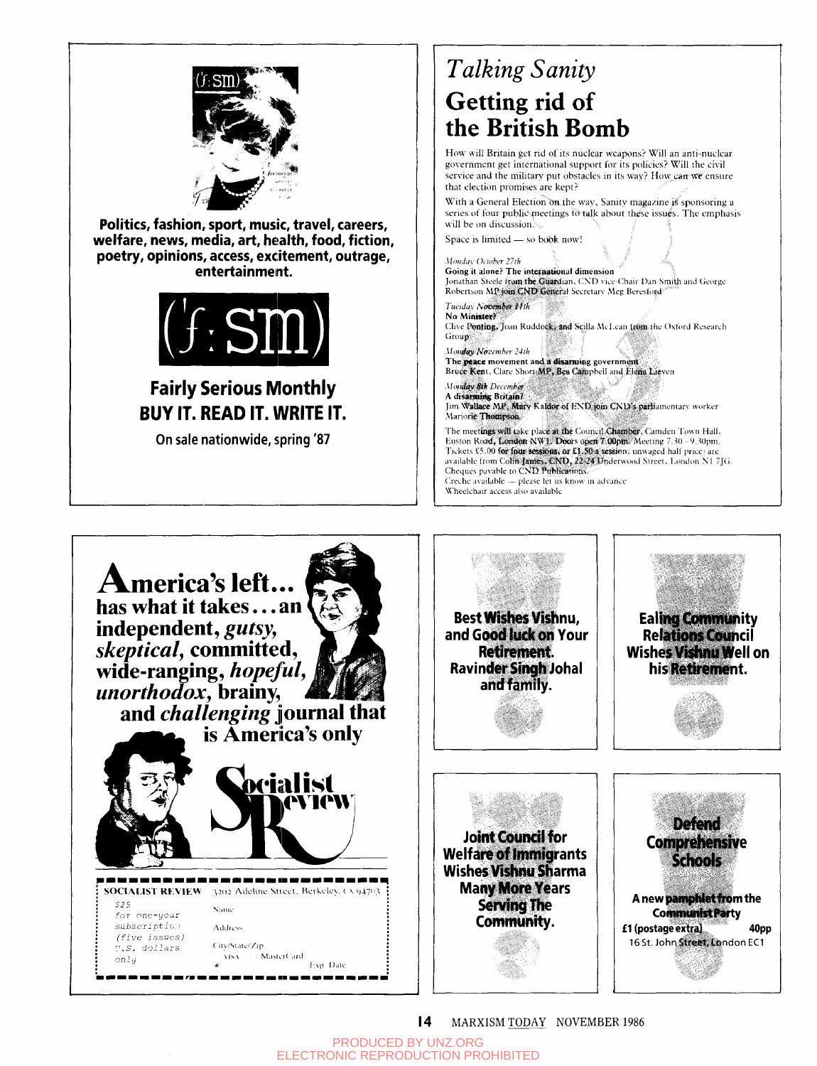Politics, fashion, sport, music, travel, careers, welfare, news, media, art, health, food, fiction, poetry, opinions, access, excitement, outrage, entertainment.

(ʃ:sm)

## Fairly Serious Monthly

**BUY IT. READ IT. WRITE IT.**

On sale nationwide, spring '87

---

*Talking Sanity*

# Getting rid of the British Bomb

How will Britain get rid of its nuclear weapons? Will an anti-nuclear government get international support for its policies? Will the civil service and the military put obstacles in its way? How can we ensure that election promises are kept?

With a General Election on the way, Sanity magazine is sponsoring a series of four public meetings to talk about these issues. The emphasis will be on discussion.

Space is limited — so book now!

*Monday October 27th*
**Going it alone? The international dimension**
Jonathan Steele from the Guardian, CND vice-Chair Dan Smith and George Robertson MP join CND General Secretary Meg Beresford

*Tuesday November 11th*
**No Minister?**
Clive Ponting, Joan Ruddock, and Scilla McLean from the Oxford Research Group

*Monday November 24th*
**The peace movement and a disarming government**
Bruce Kent, Clare Short MP, Bea Campbell and Elena Lieven

*Monday 8th December*
**A disarming Britain?**
Jim Wallace MP, Mary Kaldor of END join CND's parliamentary worker Marjorie Thompson

The meetings will take place at the Council Chamber, Camden Town Hall, Euston Road, London NW1. Doors open 7.00pm. Meeting 7.30 - 9.30pm. Tickets £5.00 for four sessions, or £1.50 a session; unwaged half price; are available from Colin James, CND, 22-24 Underwood Street, London N1 7JG. Cheques payable to CND Publications.
Creche available — please let us know in advance
Wheelchair access also available

---

# America's left...

has what it takes... an independent, *gutsy*, *skeptical*, committed, wide-ranging, *hopeful*, *unorthodox*, brainy, and *challenging* journal that is America's only

## Socialist Review

SOCIALIST REVIEW 3202 Adeline Street, Berkeley, CA 94703

$25 for one-year subscription (five issues) U.S. dollars only

Name

Address

City/State/Zip

VISA MasterCard

# Exp Date

---

**Best Wishes Vishnu, and Good luck on Your Retirement. Ravinder Singh Johal and family.**

---

**Ealing Community Relations Council Wishes Vishnu Well on his Retirement.**

---

**Joint Council for Welfare of Immigrants Wishes Vishnu Sharma Many More Years Serving The Community.**

---

**Defend Comprehensive Schools**

A new pamphlet from the Communist Party

£1 (postage extra) 40pp

16 St. John Street, London EC1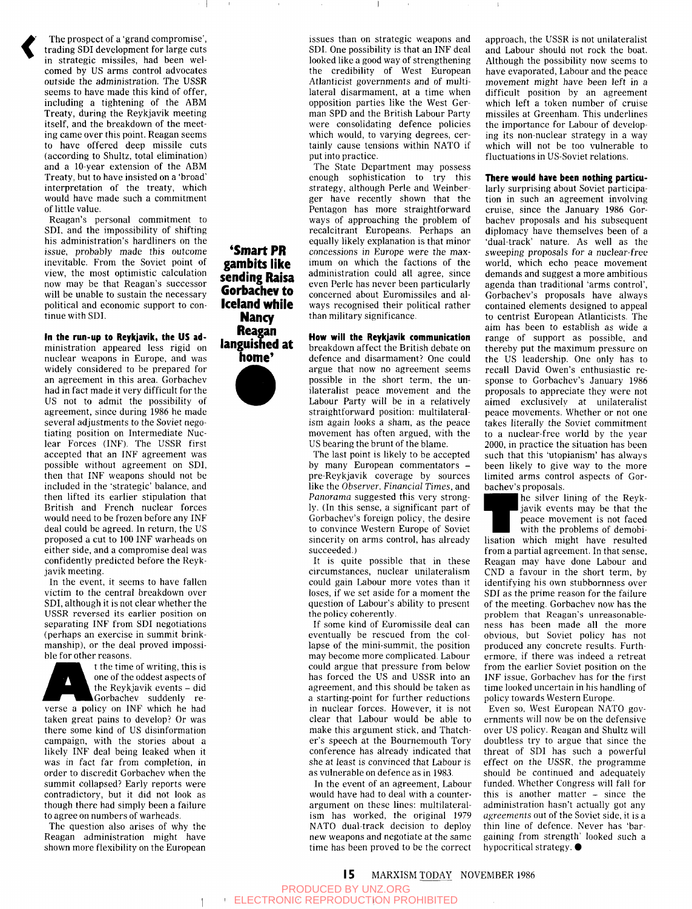The prospect of a 'grand compromise', trading SDI development for large cuts in strategic missiles, had been welcomed by US arms control advocates outside the administration. The USSR seems to have made this kind of offer, including a tightening of the ABM Treaty, during the Reykjavik meeting itself, and the breakdown of the meeting came over this point. Reagan seems to have offered deep missile cuts (according to Shultz, total elimination) and a 10-year extension of the ABM Treaty, but to have insisted on a 'broad' interpretation of the treaty, which would have made such a commitment of little value.

Reagan's personal commitment to SDI, and the impossibility of shifting his administration's hardliners on the issue, probably made this outcome inevitable. From the Soviet point of view, the most optimistic calculation now may be that Reagan's successor will be unable to sustain the necessary political and economic support to continue with SDI.

**In the run-up to Reykjavik, the US ad**ministration appeared less rigid on nuclear weapons in Europe, and was widely considered to be prepared for an agreement in this area. Gorbachev had in fact made it very difficult for the US not to admit the possibility of agreement, since during 1986 he made several adjustments to the Soviet negotiating position on Intermediate Nuclear Forces (INF). The USSR first accepted that an INF agreement was possible without agreement on SDI, then that INF weapons should not be included in the 'strategic' balance, and then lifted its earlier stipulation that British and French nuclear forces would need to be frozen before any INF deal could be agreed. In return, the US proposed a cut to 100 INF warheads on either side, and a compromise deal was confidently predicted before the Reykjavik meeting.

In the event, it seems to have fallen victim to the central breakdown over SDI, although it is not clear whether the USSR reversed its earlier position on separating INF from SDI negotiations (perhaps an exercise in summit brinkmanship), or the deal proved impossible for other reasons.

At the time of writing, this is one of the oddest aspects of the Reykjavik events – did Gorbachev suddenly reverse a policy on INF which he had taken great pains to develop? Or was there some kind of US disinformation campaign, with the stories about a likely INF deal being leaked when it was in fact far from completion, in order to discredit Gorbachev when the summit collapsed? Early reports were contradictory, but it did not look as though there had simply been a failure to agree on numbers of warheads.

The question also arises of why the Reagan administration might have shown more flexibility on the European issues than on strategic weapons and SDI. One possibility is that an INF deal looked like a good way of strengthening the credibility of West European Atlanticist governments and of multilateral disarmament, at a time when opposition parties like the West German SPD and the British Labour Party were consolidating defence policies which would, to varying degrees, certainly cause tensions within NATO if put into practice.

The State Department may possess enough sophistication to try this strategy, although Perle and Weinberger have recently shown that the Pentagon has more straightforward ways of approaching the problem of recalcitrant Europeans. Perhaps an equally likely explanation is that minor *concessions in Europe were the maximum* on which the factions of the administration could all agree, since even Perle has never been particularly concerned about Euromissiles and always recognised their political rather than military significance.

**'Smart PR gambits like sending Raisa Gorbachev to Iceland while Nancy Reagan languished at home'**

**How will the Reykjavik communication** breakdown affect the British debate on defence and disarmament? One could argue that now no agreement seems possible in the short term, the unilateralist peace movement and the Labour Party will be in a relatively straightforward position: multilateralism again looks a sham, as the peace movement has often argued, with the US bearing the brunt of the blame.

The last point is likely to be accepted by many European commentators – pre-Reykjavik coverage by sources like the *Observer*, *Financial Times*, and *Panorama* suggested this very strongly. (In this sense, a significant part of Gorbachev's foreign policy, the desire to convince Western Europe of Soviet sincerity on arms control, has already succeeded.)

It is quite possible that in these circumstances, nuclear unilateralism could gain Labour more votes than it loses, if we set aside for a moment the question of Labour's ability to present the policy coherently.

If some kind of Euromissile deal can eventually be rescued from the collapse of the mini-summit, the position may become more complicated. Labour could argue that pressure from below has forced the US and USSR into an agreement, and this should be taken as a starting-point for further reductions in nuclear forces. However, it is not clear that Labour would be able to make this argument stick, and Thatcher's speech at the Bournemouth Tory conference has already indicated that she at least is convinced that Labour is as vulnerable on defence as in 1983.

In the event of an agreement, Labour would have had to deal with a counterargument on these lines: multilateralism has worked, the original 1979 NATO dual-track decision to deploy new weapons and negotiate at the same time has been proved to be the correct approach, the USSR is not unilateralist and Labour should not rock the boat. Although the possibility now seems to have evaporated, Labour and the peace movement might have been left in a difficult position by an agreement which left a token number of cruise missiles at Greenham. This underlines the importance for Labour of developing its non-nuclear strategy in a way which will not be too vulnerable to fluctuations in US-Soviet relations.

**There would have been nothing particu**larly surprising about Soviet participation in such an agreement involving cruise, since the January 1986 Gorbachev proposals and his subsequent diplomacy have themselves been of a 'dual-track' nature. As well as the *sweeping proposals for a nuclear-free* world, which echo peace movement demands and suggest a more ambitious agenda than traditional 'arms control', Gorbachev's proposals have always contained elements designed to appeal to centrist European Atlanticists. The aim has been to establish as wide a range of support as possible, and thereby put the maximum pressure on the US leadership. One only has to recall David Owen's enthusiastic response to Gorbachev's January 1986 proposals to appreciate they were not aimed exclusively at unilateralist peace movements. Whether or not one takes literally the Soviet commitment to a nuclear-free world by the year 2000, in practice the situation has been such that this 'utopianism' has always been likely to give way to the more limited arms control aspects of Gorbachev's proposals.

The silver lining of the Reykjavik events may be that the peace movement is not faced with the problems of demobilisation which might have resulted from a partial agreement. In that sense, Reagan may have done Labour and CND a favour in the short term, by identifying his own stubbornness over SDI as the prime reason for the failure of the meeting. Gorbachev now has the problem that Reagan's unreasonableness has been made all the more obvious, but Soviet policy has not produced any concrete results. Furthermore, if there was indeed a retreat from the earlier Soviet position on the INF issue, Gorbachev has for the first time looked uncertain in his handling of policy towards Western Europe.

Even so, West European NATO governments will now be on the defensive over US policy. Reagan and Shultz will doubtless try to argue that since the threat of SDI has such a powerful effect on the USSR, the programme should be continued and adequately funded. Whether Congress will fall for this is another matter – since the administration hasn't actually got any *agreements* out of the Soviet side, it is a thin line of defence. Never has 'bargaining from strength' looked such a hypocritical strategy. ●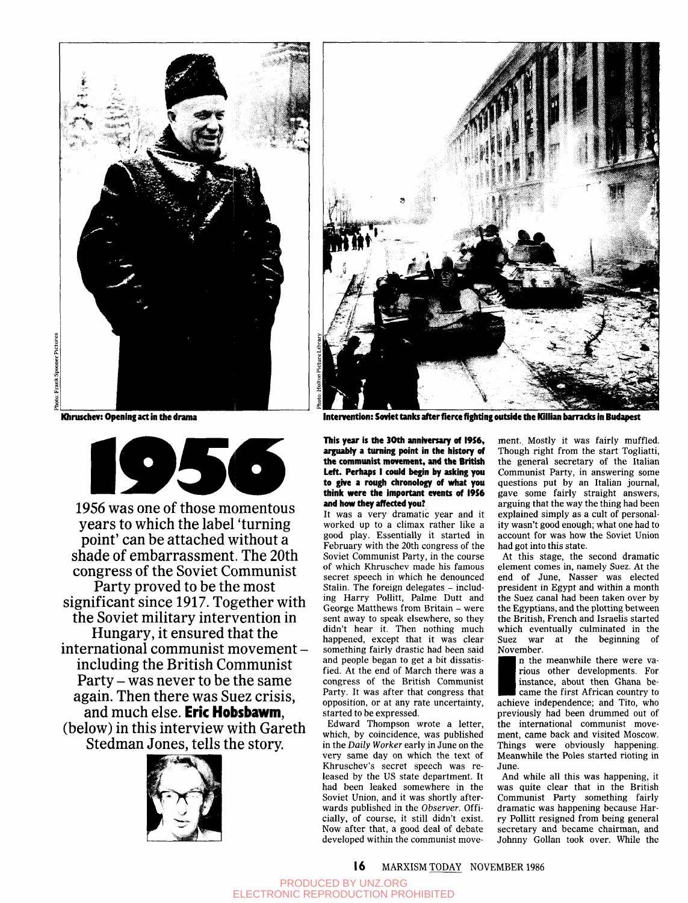Khruschev: Opening act in the drama

Intervention: Soviet tanks after fierce fighting outside the Killian barracks in Budapest

# 1956

1956 was one of those momentous years to which the label 'turning point' can be attached without a shade of embarrassment. The 20th congress of the Soviet Communist Party proved to be the most significant since 1917. Together with the Soviet military intervention in Hungary, it ensured that the international communist movement – including the British Communist Party – was never to be the same again. Then there was Suez crisis, and much else. **Eric Hobsbawm**, (below) in this interview with Gareth Stedman Jones, tells the story.

**This year is the 30th anniversary of 1956, arguably a turning point in the history of the communist movement, and the British Left. Perhaps I could begin by asking you to give a rough chronology of what you think were the important events of 1956 and how they affected you?**

It was a very dramatic year and it worked up to a climax rather like a good play. Essentially it started in February with the 20th congress of the Soviet Communist Party, in the course of which Khruschev made his famous secret speech in which he denounced Stalin. The foreign delegates – including Harry Pollitt, Palme Dutt and George Matthews from Britain – were sent away to speak elsewhere, so they didn't hear it. Then nothing much happened, except that it was clear something fairly drastic had been said and people began to get a bit dissatisfied. At the end of March there was a congress of the British Communist Party. It was after that congress that opposition, or at any rate uncertainty, started to be expressed.

Edward Thompson wrote a letter, which, by coincidence, was published in the *Daily Worker* early in June on the very same day on which the text of Khruschev's secret speech was released by the US state department. It had been leaked somewhere in the Soviet Union, and it was shortly afterwards published in the *Observer*. Officially, of course, it still didn't exist. Now after that, a good deal of debate developed within the communist movement. Mostly it was fairly muffled. Though right from the start Togliatti, the general secretary of the Italian Communist Party, in answering some questions put by an Italian journal, gave some fairly straight answers, arguing that the way the thing had been explained simply as a cult of personality wasn't good enough; what one had to account for was how the Soviet Union had got into this state.

At this stage, the second dramatic element comes in, namely Suez. At the end of June, Nasser was elected president in Egypt and within a month the Suez canal had been taken over by the Egyptians, and the plotting between the British, French and Israelis started which eventually culminated in the Suez war at the beginning of November.

In the meanwhile there were various other developments. For instance, about then Ghana became the first African country to achieve independence; and Tito, who previously had been drummed out of the international communist movement, came back and visited Moscow. Things were obviously happening. Meanwhile the Poles started rioting in June.

And while all this was happening, it was quite clear that in the British Communist Party something fairly dramatic was happening because Harry Pollitt resigned from being general secretary and became chairman, and Johnny Gollan took over. While the